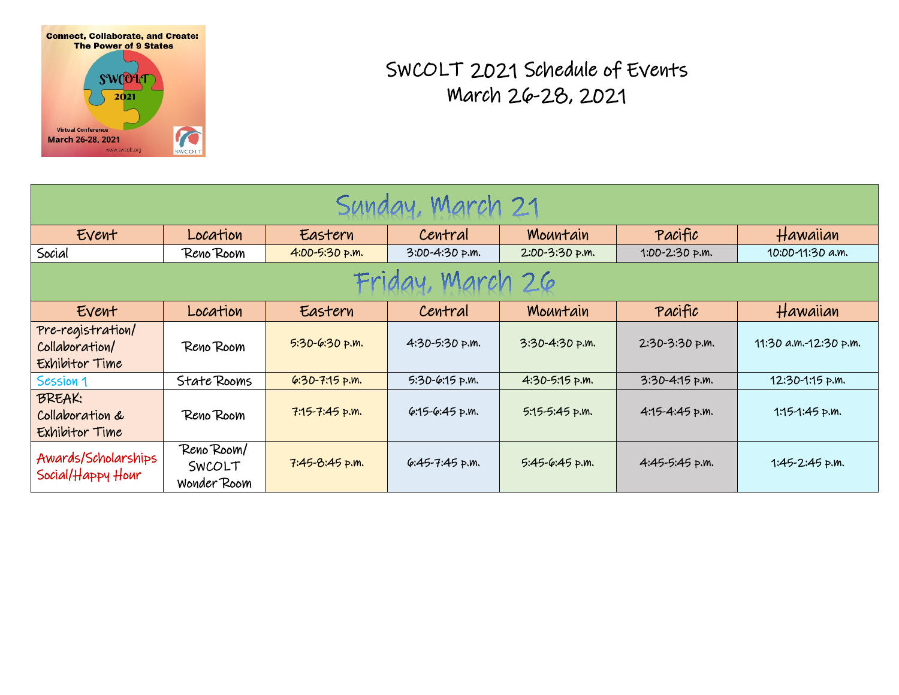# SWCOLT 2021 Schedule of Events
## March 26-28, 2021

| Sunday, March 21 | | | | | | |
|---|---|---|---|---|---|---|
| Event | Location | Eastern | Central | Mountain | Pacific | Hawaiian |
| Social | Reno Room | 4:00-5:30 p.m. | 3:00-4:30 p.m. | 2:00-3:30 p.m. | 1:00-2:30 p.m. | 10:00-11:30 a.m. |
| **Friday, March 26** | | | | | | |
| Event | Location | Eastern | Central | Mountain | Pacific | Hawaiian |
| Pre-registration/ Collaboration/ Exhibitor Time | Reno Room | 5:30-6:30 p.m. | 4:30-5:30 p.m. | 3:30-4:30 p.m. | 2:30-3:30 p.m. | 11:30 a.m.-12:30 p.m. |
| Session 1 | State Rooms | 6:30-7:15 p.m. | 5:30-6:15 p.m. | 4:30-5:15 p.m. | 3:30-4:15 p.m. | 12:30-1:15 p.m. |
| BREAK: Collaboration & Exhibitor Time | Reno Room | 7:15-7:45 p.m. | 6:15-6:45 p.m. | 5:15-5:45 p.m. | 4:15-4:45 p.m. | 1:15-1:45 p.m. |
| Awards/Scholarships Social/Happy Hour | Reno Room/ SWCOLT Wonder Room | 7:45-8:45 p.m. | 6:45-7:45 p.m. | 5:45-6:45 p.m. | 4:45-5:45 p.m. | 1:45-2:45 p.m. |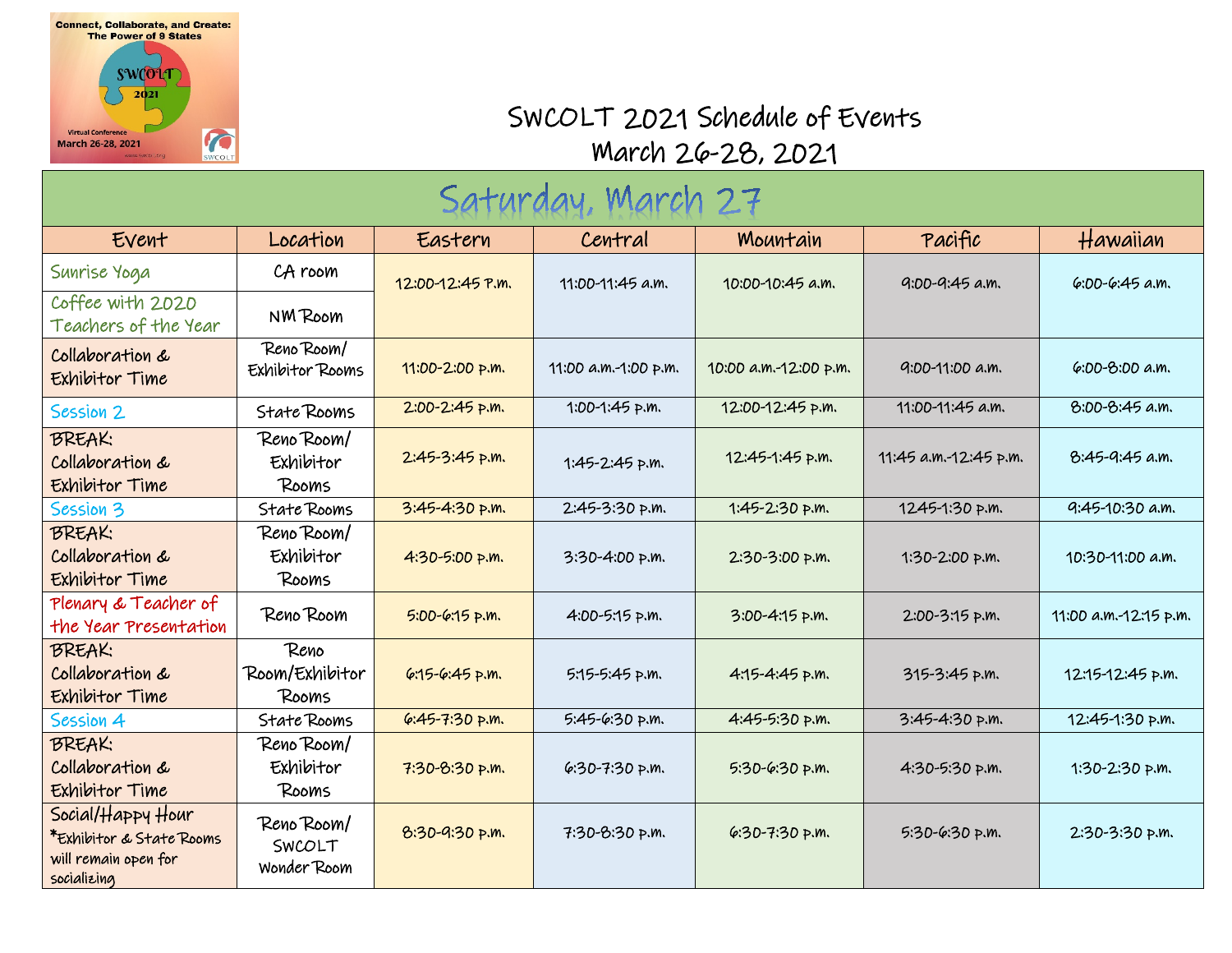Connect, Collaborate, and Create: The Power of 8 States

SWCOLT 2021

Virtual Conference

March 26-28, 2021

# SWCOLT 2021 Schedule of Events
## March 26-28, 2021

## Saturday, March 27

| Event | Location | Eastern | Central | Mountain | Pacific | Hawaiian |
|---|---|---|---|---|---|---|
| Sunrise Yoga | CA room | 12:00-12:45 p.m. | 11:00-11:45 a.m. | 10:00-10:45 a.m. | 9:00-9:45 a.m. | 6:00-6:45 a.m. |
| Coffee with 2020 Teachers of the Year | NM Room | | | | | |
| Collaboration & Exhibitor Time | Reno Room/ Exhibitor Rooms | 11:00-2:00 p.m. | 11:00 a.m.-1:00 p.m. | 10:00 a.m.-12:00 p.m. | 9:00-11:00 a.m. | 6:00-8:00 a.m. |
| Session 2 | State Rooms | 2:00-2:45 p.m. | 1:00-1:45 p.m. | 12:00-12:45 p.m. | 11:00-11:45 a.m. | 8:00-8:45 a.m. |
| BREAK: Collaboration & Exhibitor Time | Reno Room/ Exhibitor Rooms | 2:45-3:45 p.m. | 1:45-2:45 p.m. | 12:45-1:45 p.m. | 11:45 a.m.-12:45 p.m. | 8:45-9:45 a.m. |
| Session 3 | State Rooms | 3:45-4:30 p.m. | 2:45-3:30 p.m. | 1:45-2:30 p.m. | 1245-1:30 p.m. | 9:45-10:30 a.m. |
| BREAK: Collaboration & Exhibitor Time | Reno Room/ Exhibitor Rooms | 4:30-5:00 p.m. | 3:30-4:00 p.m. | 2:30-3:00 p.m. | 1:30-2:00 p.m. | 10:30-11:00 a.m. |
| Plenary & Teacher of the Year Presentation | Reno Room | 5:00-6:15 p.m. | 4:00-5:15 p.m. | 3:00-4:15 p.m. | 2:00-3:15 p.m. | 11:00 a.m.-12:15 p.m. |
| BREAK: Collaboration & Exhibitor Time | Reno Room/Exhibitor Rooms | 6:15-6:45 p.m. | 5:15-5:45 p.m. | 4:15-4:45 p.m. | 315-3:45 p.m. | 12:15-12:45 p.m. |
| Session 4 | State Rooms | 6:45-7:30 p.m. | 5:45-6:30 p.m. | 4:45-5:30 p.m. | 3:45-4:30 p.m. | 12:45-1:30 p.m. |
| BREAK: Collaboration & Exhibitor Time | Reno Room/ Exhibitor Rooms | 7:30-8:30 p.m. | 6:30-7:30 p.m. | 5:30-6:30 p.m. | 4:30-5:30 p.m. | 1:30-2:30 p.m. |
| Social/Happy Hour *Exhibitor & State Rooms will remain open for socializing | Reno Room/ SWCOLT Wonder Room | 8:30-9:30 p.m. | 7:30-8:30 p.m. | 6:30-7:30 p.m. | 5:30-6:30 p.m. | 2:30-3:30 p.m. |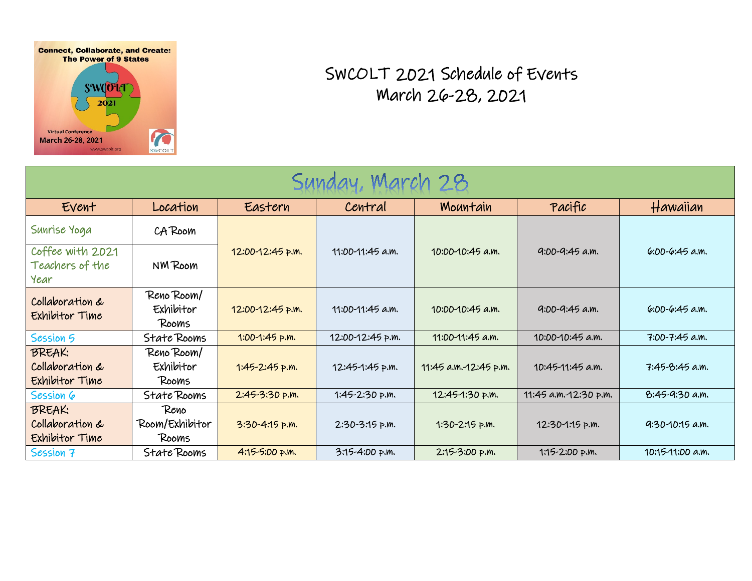# SWCOLT 2021 Schedule of Events

March 26-28, 2021

| Sunday, March 28 | | | | | | |
|---|---|---|---|---|---|---|
| Event | Location | Eastern | Central | Mountain | Pacific | Hawaiian |
| Sunrise Yoga | CA Room | 12:00-12:45 p.m. | 11:00-11:45 a.m. | 10:00-10:45 a.m. | 9:00-9:45 a.m. | 6:00-6:45 a.m. |
| Coffee with 2021 Teachers of the Year | NM Room | | | | | |
| Collaboration & Exhibitor Time | Reno Room/ Exhibitor Rooms | 12:00-12:45 p.m. | 11:00-11:45 a.m. | 10:00-10:45 a.m. | 9:00-9:45 a.m. | 6:00-6:45 a.m. |
| Session 5 | State Rooms | 1:00-1:45 p.m. | 12:00-12:45 p.m. | 11:00-11:45 a.m. | 10:00-10:45 a.m. | 7:00-7:45 a.m. |
| BREAK: Collaboration & Exhibitor Time | Reno Room/ Exhibitor Rooms | 1:45-2:45 p.m. | 12:45-1:45 p.m. | 11:45 a.m.-12:45 p.m. | 10:45-11:45 a.m. | 7:45-8:45 a.m. |
| Session 6 | State Rooms | 2:45-3:30 p.m. | 1:45-2:30 p.m. | 12:45-1:30 p.m. | 11:45 a.m.-12:30 p.m. | 8:45-9:30 a.m. |
| BREAK: Collaboration & Exhibitor Time | Reno Room/Exhibitor Rooms | 3:30-4:15 p.m. | 2:30-3:15 p.m. | 1:30-2:15 p.m. | 12:30-1:15 p.m. | 9:30-10:15 a.m. |
| Session 7 | State Rooms | 4:15-5:00 p.m. | 3:15-4:00 p.m. | 2:15-3:00 p.m. | 1:15-2:00 p.m. | 10:15-11:00 a.m. |